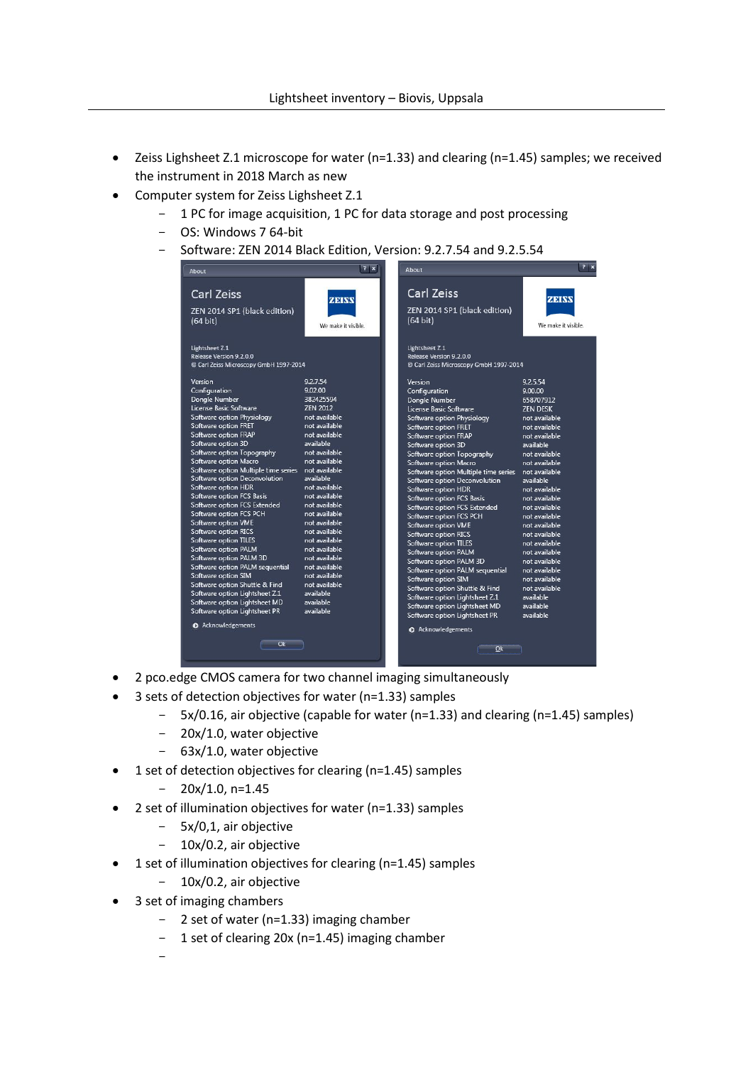- Zeiss Lighsheet Z.1 microscope for water (n=1.33) and clearing (n=1.45) samples; we received the instrument in 2018 March as new
- Computer system for Zeiss Lighsheet Z.1
  - 1 PC for image acquisition, 1 PC for data storage and post processing
  - OS: Windows 7 64-bit
  - Software: ZEN 2014 Black Edition, Version: 9.2.7.54 and 9.2.5.54

About

Carl Zeiss

ZEN 2014 SP1 (black edition) (64 bit)

ZEISS We make it visible.

Lightsheet Z.1
Release Version 9.2.0.0
© Carl Zeiss Microscopy GmbH 1997-2014

| | |
|---|---|
| Version | 9.2.7.54 |
| Configuration | 9.02.00 |
| Dongle Number | 382425594 |
| License Basic Software | ZEN 2012 |
| Software option Physiology | not available |
| Software option FRET | not available |
| Software option FRAP | not available |
| Software option 3D | available |
| Software option Topography | not available |
| Software option Macro | not available |
| Software option Multiple time series | not available |
| Software option Deconvolution | available |
| Software option HDR | not available |
| Software option FCS Basis | not available |
| Software option FCS Extended | not available |
| Software option FCS PCH | not available |
| Software option VME | not available |
| Software option RICS | not available |
| Software option TILES | not available |
| Software option PALM | not available |
| Software option PALM 3D | not available |
| Software option PALM sequential | not available |
| Software option SIM | not available |
| Software option Shuttle & Find | not available |
| Software option Lightsheet Z.1 | available |
| Software option Lightsheet MD | available |
| Software option Lightsheet PR | available |

Acknowledgements

Ok

About

Carl Zeiss

ZEN 2014 SP1 (black edition) (64 bit)

ZEISS We make it visible.

Lightsheet Z.1
Release Version 9.2.0.0
© Carl Zeiss Microscopy GmbH 1997-2014

| | |
|---|---|
| Version | 9.2.5.54 |
| Configuration | 9.00.00 |
| Dongle Number | 658707912 |
| License Basic Software | ZEN DESK |
| Software option Physiology | not available |
| Software option FRET | not available |
| Software option FRAP | not available |
| Software option 3D | available |
| Software option Topography | not available |
| Software option Macro | not available |
| Software option Multiple time series | not available |
| Software option Deconvolution | available |
| Software option HDR | not available |
| Software option FCS Basis | not available |
| Software option FCS Extended | not available |
| Software option FCS PCH | not available |
| Software option VME | not available |
| Software option RICS | not available |
| Software option TILES | not available |
| Software option PALM | not available |
| Software option PALM 3D | not available |
| Software option PALM sequential | not available |
| Software option SIM | not available |
| Software option Shuttle & Find | not available |
| Software option Lightsheet Z.1 | available |
| Software option Lightsheet MD | available |
| Software option Lightsheet PR | available |

Acknowledgements

Ok

- 2 pco.edge CMOS camera for two channel imaging simultaneously
- 3 sets of detection objectives for water (n=1.33) samples
  - 5x/0.16, air objective (capable for water (n=1.33) and clearing (n=1.45) samples)
  - 20x/1.0, water objective
  - 63x/1.0, water objective
- 1 set of detection objectives for clearing (n=1.45) samples
  - 20x/1.0, n=1.45
- 2 set of illumination objectives for water (n=1.33) samples
  - 5x/0,1, air objective
  - 10x/0.2, air objective
- 1 set of illumination objectives for clearing (n=1.45) samples
  - 10x/0.2, air objective
- 3 set of imaging chambers
  - 2 set of water (n=1.33) imaging chamber
  - 1 set of clearing 20x (n=1.45) imaging chamber
  -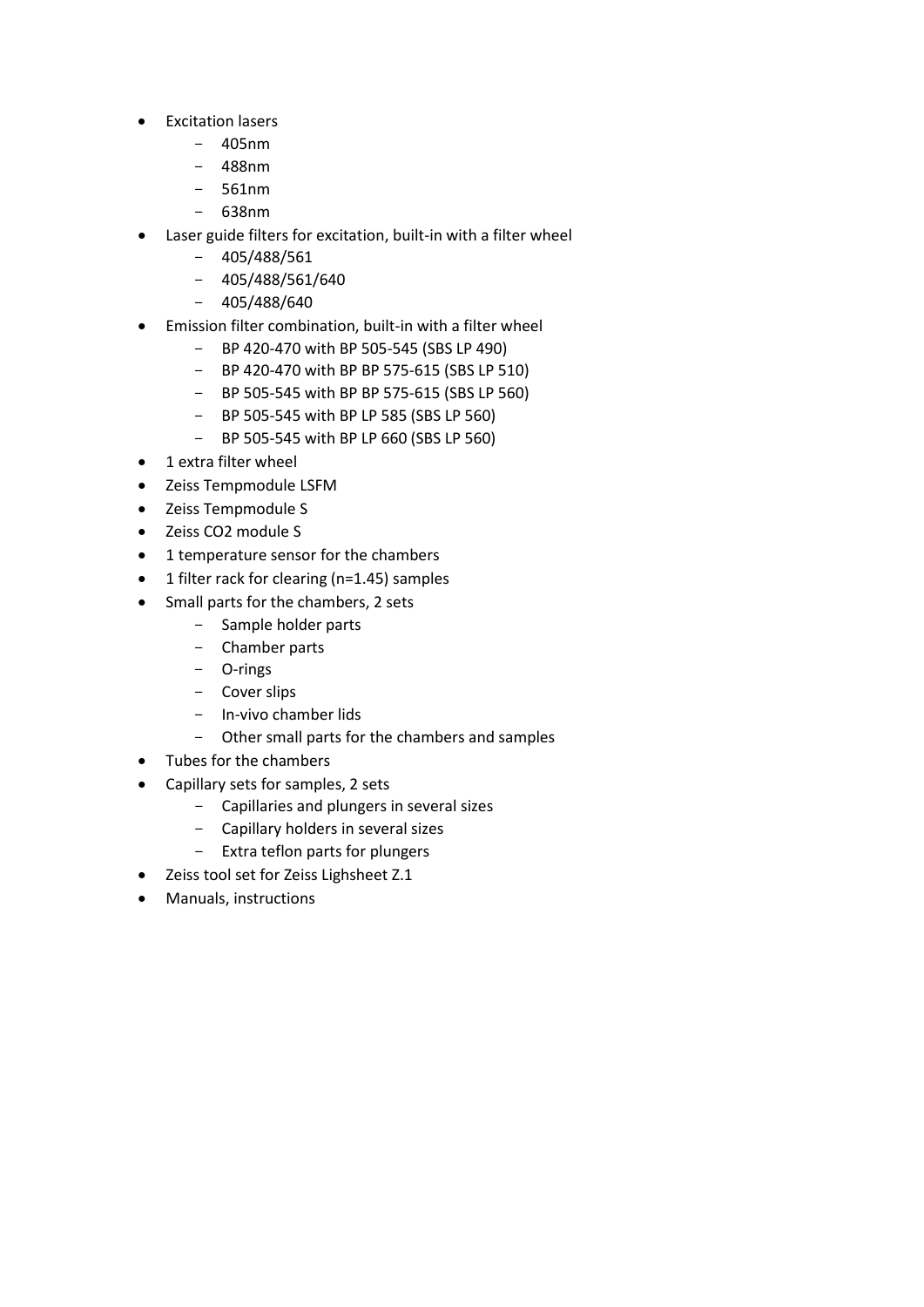- Excitation lasers
  - 405nm
  - 488nm
  - 561nm
  - 638nm
- Laser guide filters for excitation, built-in with a filter wheel
  - 405/488/561
  - 405/488/561/640
  - 405/488/640
- Emission filter combination, built-in with a filter wheel
  - BP 420-470 with BP 505-545 (SBS LP 490)
  - BP 420-470 with BP BP 575-615 (SBS LP 510)
  - BP 505-545 with BP BP 575-615 (SBS LP 560)
  - BP 505-545 with BP LP 585 (SBS LP 560)
  - BP 505-545 with BP LP 660 (SBS LP 560)
- 1 extra filter wheel
- Zeiss Tempmodule LSFM
- Zeiss Tempmodule S
- Zeiss CO2 module S
- 1 temperature sensor for the chambers
- 1 filter rack for clearing (n=1.45) samples
- Small parts for the chambers, 2 sets
  - Sample holder parts
  - Chamber parts
  - O-rings
  - Cover slips
  - In-vivo chamber lids
  - Other small parts for the chambers and samples
- Tubes for the chambers
- Capillary sets for samples, 2 sets
  - Capillaries and plungers in several sizes
  - Capillary holders in several sizes
  - Extra teflon parts for plungers
- Zeiss tool set for Zeiss Lighsheet Z.1
- Manuals, instructions